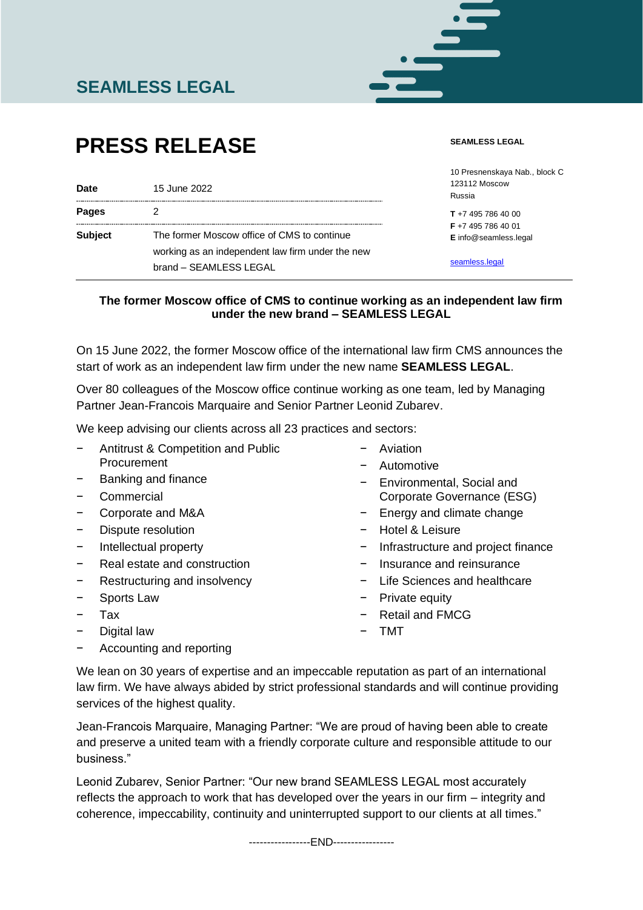## SEAMLESS LEGAL

# PRESS RELEASE

**SEAMLESS LEGAL**

10 Presnenskaya Nab., block C
123112 Moscow
Russia

**T** +7 495 786 40 00
**F** +7 495 786 40 01
**E** info@seamless.legal

seamless.legal

| | |
|---|---|
| **Date** | 15 June 2022 |
| **Pages** | 2 |
| **Subject** | The former Moscow office of CMS to continue working as an independent law firm under the new brand – SEAMLESS LEGAL |

**The former Moscow office of CMS to continue working as an independent law firm under the new brand – SEAMLESS LEGAL**

On 15 June 2022, the former Moscow office of the international law firm CMS announces the start of work as an independent law firm under the new name **SEAMLESS LEGAL**.

Over 80 colleagues of the Moscow office continue working as one team, led by Managing Partner Jean-Francois Marquaire and Senior Partner Leonid Zubarev.

We keep advising our clients across all 23 practices and sectors:

- Antitrust & Competition and Public Procurement
- Banking and finance
- Commercial
- Corporate and M&A
- Dispute resolution
- Intellectual property
- Real estate and construction
- Restructuring and insolvency
- Sports Law
- Tax
- Digital law
- Accounting and reporting
- Aviation
- Automotive
- Environmental, Social and Corporate Governance (ESG)
- Energy and climate change
- Hotel & Leisure
- Infrastructure and project finance
- Insurance and reinsurance
- Life Sciences and healthcare
- Private equity
- Retail and FMCG
- TMT

We lean on 30 years of expertise and an impeccable reputation as part of an international law firm. We have always abided by strict professional standards and will continue providing services of the highest quality.

Jean-Francois Marquaire, Managing Partner: “We are proud of having been able to create and preserve a united team with a friendly corporate culture and responsible attitude to our business.”

Leonid Zubarev, Senior Partner: “Our new brand SEAMLESS LEGAL most accurately reflects the approach to work that has developed over the years in our firm – integrity and coherence, impeccability, continuity and uninterrupted support to our clients at all times.”

-----------------END-----------------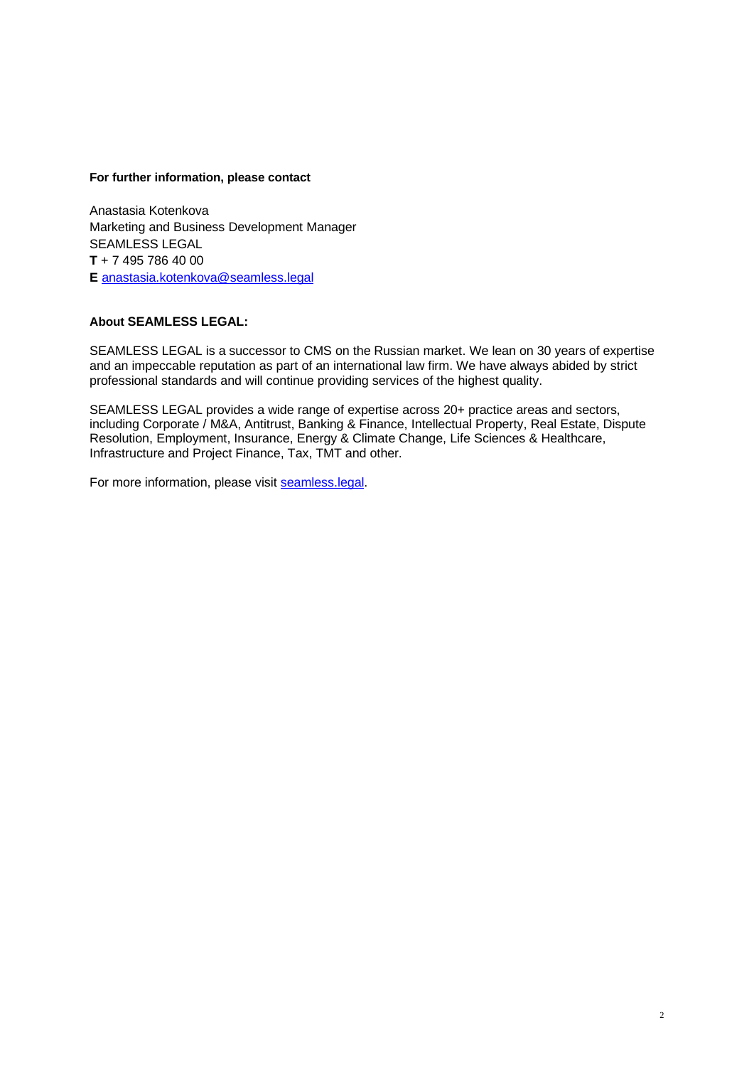**For further information, please contact**

Anastasia Kotenkova
Marketing and Business Development Manager
SEAMLESS LEGAL
**T** + 7 495 786 40 00
**E** anastasia.kotenkova@seamless.legal

**About SEAMLESS LEGAL:**

SEAMLESS LEGAL is a successor to CMS on the Russian market. We lean on 30 years of expertise and an impeccable reputation as part of an international law firm. We have always abided by strict professional standards and will continue providing services of the highest quality.

SEAMLESS LEGAL provides a wide range of expertise across 20+ practice areas and sectors, including Corporate / M&A, Antitrust, Banking & Finance, Intellectual Property, Real Estate, Dispute Resolution, Employment, Insurance, Energy & Climate Change, Life Sciences & Healthcare, Infrastructure and Project Finance, Tax, TMT and other.

For more information, please visit seamless.legal.